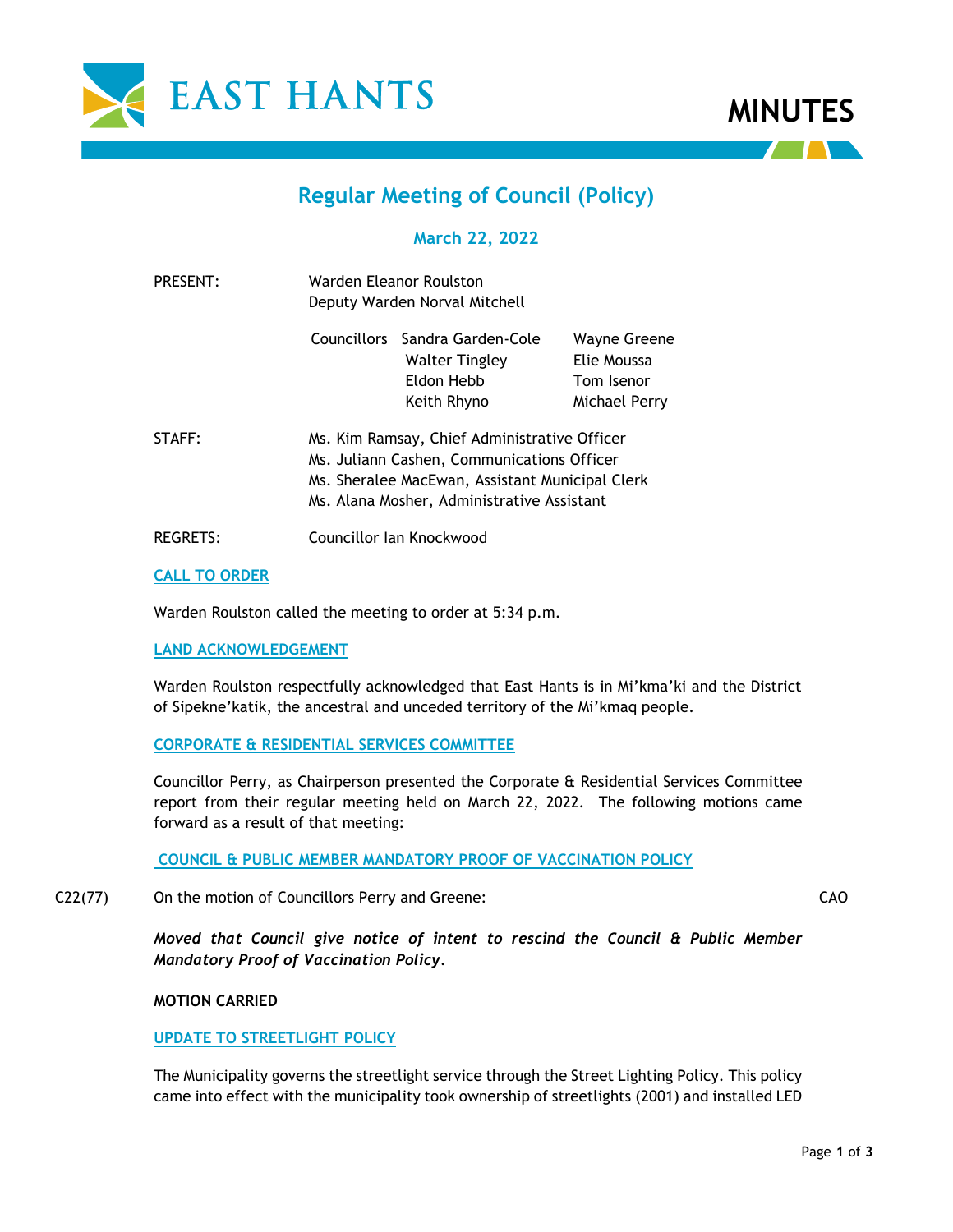# MINUTES

## Regular Meeting of Council (Policy)

### March 22, 2022

PRESENT: Warden Eleanor Roulston
Deputy Warden Norval Mitchell

| Councillors | | |
|---|---|---|
| | Sandra Garden-Cole | Wayne Greene |
| | Walter Tingley | Elie Moussa |
| | Eldon Hebb | Tom Isenor |
| | Keith Rhyno | Michael Perry |

STAFF: Ms. Kim Ramsay, Chief Administrative Officer
Ms. Juliann Cashen, Communications Officer
Ms. Sheralee MacEwan, Assistant Municipal Clerk
Ms. Alana Mosher, Administrative Assistant

REGRETS: Councillor Ian Knockwood

### CALL TO ORDER

Warden Roulston called the meeting to order at 5:34 p.m.

### LAND ACKNOWLEDGEMENT

Warden Roulston respectfully acknowledged that East Hants is in Mi'kma'ki and the District of Sipekne'katik, the ancestral and unceded territory of the Mi'kmaq people.

### CORPORATE & RESIDENTIAL SERVICES COMMITTEE

Councillor Perry, as Chairperson presented the Corporate & Residential Services Committee report from their regular meeting held on March 22, 2022. The following motions came forward as a result of that meeting:

### COUNCIL & PUBLIC MEMBER MANDATORY PROOF OF VACCINATION POLICY

C22(77) On the motion of Councillors Perry and Greene: CAO

***Moved that Council give notice of intent to rescind the Council & Public Member Mandatory Proof of Vaccination Policy*.**

**MOTION CARRIED**

### UPDATE TO STREETLIGHT POLICY

The Municipality governs the streetlight service through the Street Lighting Policy. This policy came into effect with the municipality took ownership of streetlights (2001) and installed LED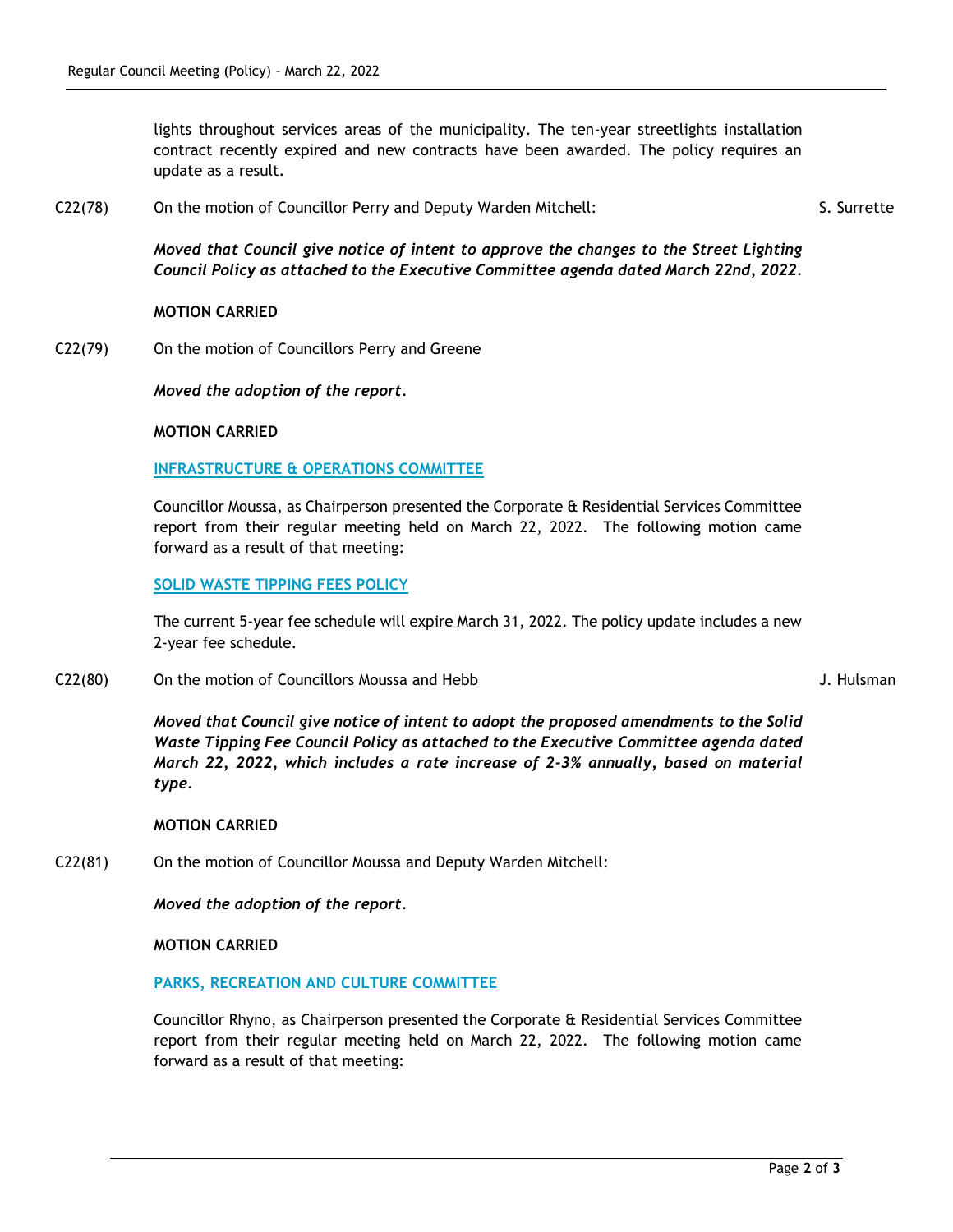lights throughout services areas of the municipality. The ten-year streetlights installation contract recently expired and new contracts have been awarded. The policy requires an update as a result.

C22(78) On the motion of Councillor Perry and Deputy Warden Mitchell: S. Surrette

***Moved that Council give notice of intent to approve the changes to the Street Lighting Council Policy as attached to the Executive Committee agenda dated March 22nd, 2022.***

**MOTION CARRIED**

C22(79) On the motion of Councillors Perry and Greene

***Moved the adoption of the report.***

**MOTION CARRIED**

**INFRASTRUCTURE & OPERATIONS COMMITTEE**

Councillor Moussa, as Chairperson presented the Corporate & Residential Services Committee report from their regular meeting held on March 22, 2022. The following motion came forward as a result of that meeting:

**SOLID WASTE TIPPING FEES POLICY**

The current 5-year fee schedule will expire March 31, 2022. The policy update includes a new 2-year fee schedule.

C22(80) On the motion of Councillors Moussa and Hebb J. Hulsman

***Moved that Council give notice of intent to adopt the proposed amendments to the Solid Waste Tipping Fee Council Policy as attached to the Executive Committee agenda dated March 22, 2022, which includes a rate increase of 2-3% annually, based on material type.***

**MOTION CARRIED**

C22(81) On the motion of Councillor Moussa and Deputy Warden Mitchell:

***Moved the adoption of the report.***

**MOTION CARRIED**

**PARKS, RECREATION AND CULTURE COMMITTEE**

Councillor Rhyno, as Chairperson presented the Corporate & Residential Services Committee report from their regular meeting held on March 22, 2022. The following motion came forward as a result of that meeting: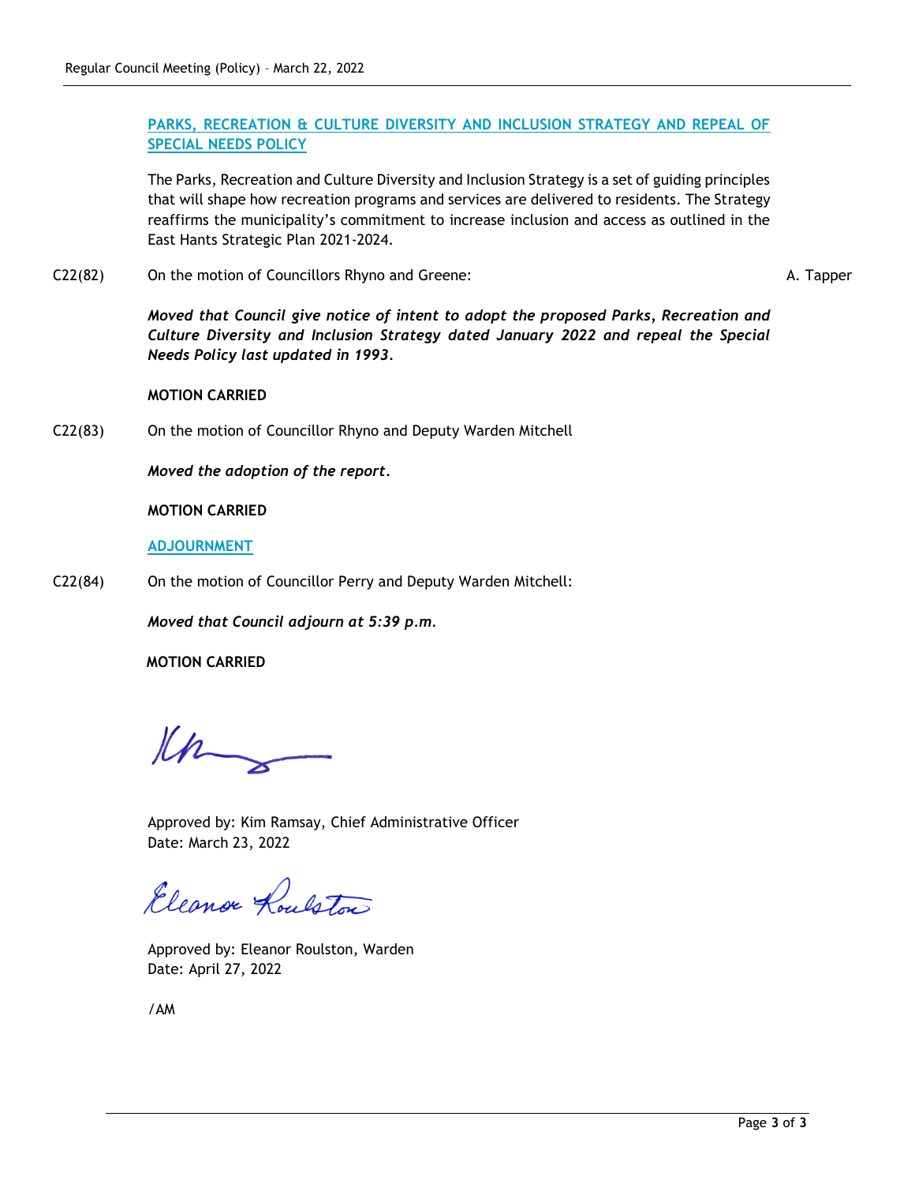## PARKS, RECREATION & CULTURE DIVERSITY AND INCLUSION STRATEGY AND REPEAL OF SPECIAL NEEDS POLICY

The Parks, Recreation and Culture Diversity and Inclusion Strategy is a set of guiding principles that will shape how recreation programs and services are delivered to residents. The Strategy reaffirms the municipality's commitment to increase inclusion and access as outlined in the East Hants Strategic Plan 2021-2024.

C22(82) On the motion of Councillors Rhyno and Greene: A. Tapper

***Moved that Council give notice of intent to adopt the proposed Parks, Recreation and Culture Diversity and Inclusion Strategy dated January 2022 and repeal the Special Needs Policy last updated in 1993.***

**MOTION CARRIED**

C22(83) On the motion of Councillor Rhyno and Deputy Warden Mitchell

***Moved the adoption of the report.***

**MOTION CARRIED**

## ADJOURNMENT

C22(84) On the motion of Councillor Perry and Deputy Warden Mitchell:

***Moved that Council adjourn at 5:39 p.m.***

**MOTION CARRIED**

Approved by: Kim Ramsay, Chief Administrative Officer
Date: March 23, 2022

Approved by: Eleanor Roulston, Warden
Date: April 27, 2022

/AM